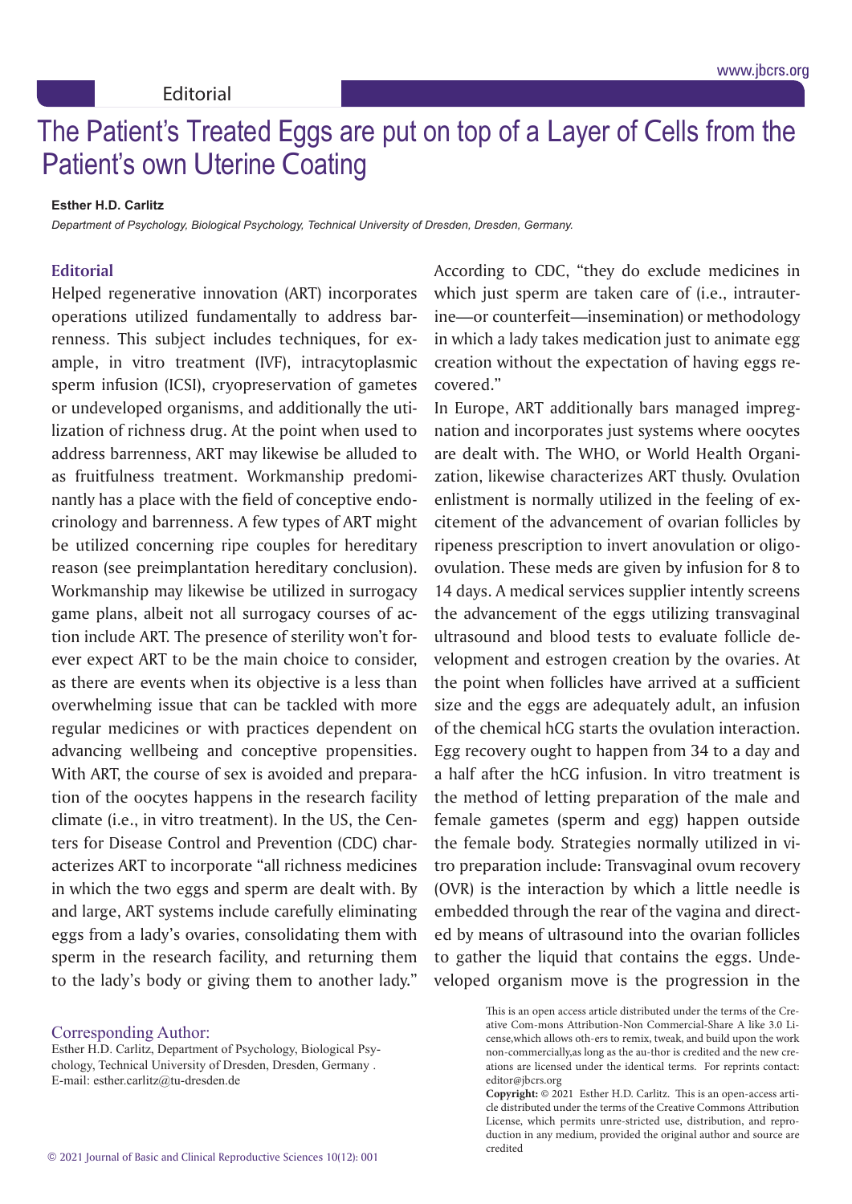Editorial

# The Patient's Treated Eggs are put on top of a Layer of Cells from the Patient's own Uterine Coating

**Esther H.D. Carlitz**

*Department of Psychology, Biological Psychology, Technical University of Dresden, Dresden, Germany.*

## Editorial

Helped regenerative innovation (ART) incorporates operations utilized fundamentally to address barrenness. This subject includes techniques, for example, in vitro treatment (IVF), intracytoplasmic sperm infusion (ICSI), cryopreservation of gametes or undeveloped organisms, and additionally the utilization of richness drug. At the point when used to address barrenness, ART may likewise be alluded to as fruitfulness treatment. Workmanship predominantly has a place with the field of conceptive endocrinology and barrenness. A few types of ART might be utilized concerning ripe couples for hereditary reason (see preimplantation hereditary conclusion). Workmanship may likewise be utilized in surrogacy game plans, albeit not all surrogacy courses of action include ART. The presence of sterility won't forever expect ART to be the main choice to consider, as there are events when its objective is a less than overwhelming issue that can be tackled with more regular medicines or with practices dependent on advancing wellbeing and conceptive propensities. With ART, the course of sex is avoided and preparation of the oocytes happens in the research facility climate (i.e., in vitro treatment). In the US, the Centers for Disease Control and Prevention (CDC) characterizes ART to incorporate "all richness medicines in which the two eggs and sperm are dealt with. By and large, ART systems include carefully eliminating eggs from a lady's ovaries, consolidating them with sperm in the research facility, and returning them to the lady's body or giving them to another lady." According to CDC, "they do exclude medicines in which just sperm are taken care of (i.e., intrauterine—or counterfeit—insemination) or methodology in which a lady takes medication just to animate egg creation without the expectation of having eggs recovered."

In Europe, ART additionally bars managed impregnation and incorporates just systems where oocytes are dealt with. The WHO, or World Health Organization, likewise characterizes ART thusly. Ovulation enlistment is normally utilized in the feeling of excitement of the advancement of ovarian follicles by ripeness prescription to invert anovulation or oligoovulation. These meds are given by infusion for 8 to 14 days. A medical services supplier intently screens the advancement of the eggs utilizing transvaginal ultrasound and blood tests to evaluate follicle development and estrogen creation by the ovaries. At the point when follicles have arrived at a sufficient size and the eggs are adequately adult, an infusion of the chemical hCG starts the ovulation interaction. Egg recovery ought to happen from 34 to a day and a half after the hCG infusion. In vitro treatment is the method of letting preparation of the male and female gametes (sperm and egg) happen outside the female body. Strategies normally utilized in vitro preparation include: Transvaginal ovum recovery (OVR) is the interaction by which a little needle is embedded through the rear of the vagina and directed by means of ultrasound into the ovarian follicles to gather the liquid that contains the eggs. Undeveloped organism move is the progression in the

Corresponding Author:
Esther H.D. Carlitz, Department of Psychology, Biological Psychology, Technical University of Dresden, Dresden, Germany .
E-mail: esther.carlitz@tu-dresden.de

This is an open access article distributed under the terms of the Creative Com-mons Attribution-Non Commercial-Share A like 3.0 License,which allows oth-ers to remix, tweak, and build upon the work non-commercially,as long as the au-thor is credited and the new creations are licensed under the identical terms. For reprints contact: editor@jbcrs.org

**Copyright:** © 2021 Esther H.D. Carlitz. This is an open-access article distributed under the terms of the Creative Commons Attribution License, which permits unre-stricted use, distribution, and reproduction in any medium, provided the original author and source are credited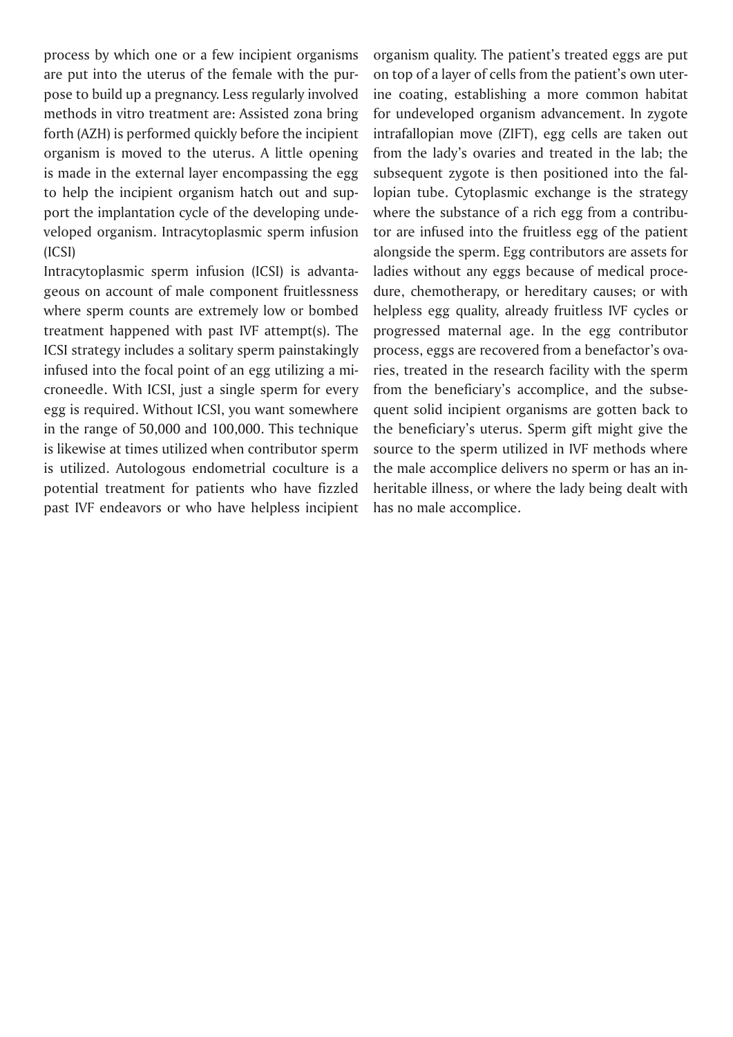process by which one or a few incipient organisms are put into the uterus of the female with the purpose to build up a pregnancy. Less regularly involved methods in vitro treatment are: Assisted zona bring forth (AZH) is performed quickly before the incipient organism is moved to the uterus. A little opening is made in the external layer encompassing the egg to help the incipient organism hatch out and support the implantation cycle of the developing undeveloped organism. Intracytoplasmic sperm infusion (ICSI)

Intracytoplasmic sperm infusion (ICSI) is advantageous on account of male component fruitlessness where sperm counts are extremely low or bombed treatment happened with past IVF attempt(s). The ICSI strategy includes a solitary sperm painstakingly infused into the focal point of an egg utilizing a microneedle. With ICSI, just a single sperm for every egg is required. Without ICSI, you want somewhere in the range of 50,000 and 100,000. This technique is likewise at times utilized when contributor sperm is utilized. Autologous endometrial coculture is a potential treatment for patients who have fizzled past IVF endeavors or who have helpless incipient organism quality. The patient's treated eggs are put on top of a layer of cells from the patient's own uterine coating, establishing a more common habitat for undeveloped organism advancement. In zygote intrafallopian move (ZIFT), egg cells are taken out from the lady's ovaries and treated in the lab; the subsequent zygote is then positioned into the fallopian tube. Cytoplasmic exchange is the strategy where the substance of a rich egg from a contributor are infused into the fruitless egg of the patient alongside the sperm. Egg contributors are assets for ladies without any eggs because of medical procedure, chemotherapy, or hereditary causes; or with helpless egg quality, already fruitless IVF cycles or progressed maternal age. In the egg contributor process, eggs are recovered from a benefactor's ovaries, treated in the research facility with the sperm from the beneficiary's accomplice, and the subsequent solid incipient organisms are gotten back to the beneficiary's uterus. Sperm gift might give the source to the sperm utilized in IVF methods where the male accomplice delivers no sperm or has an inheritable illness, or where the lady being dealt with has no male accomplice.